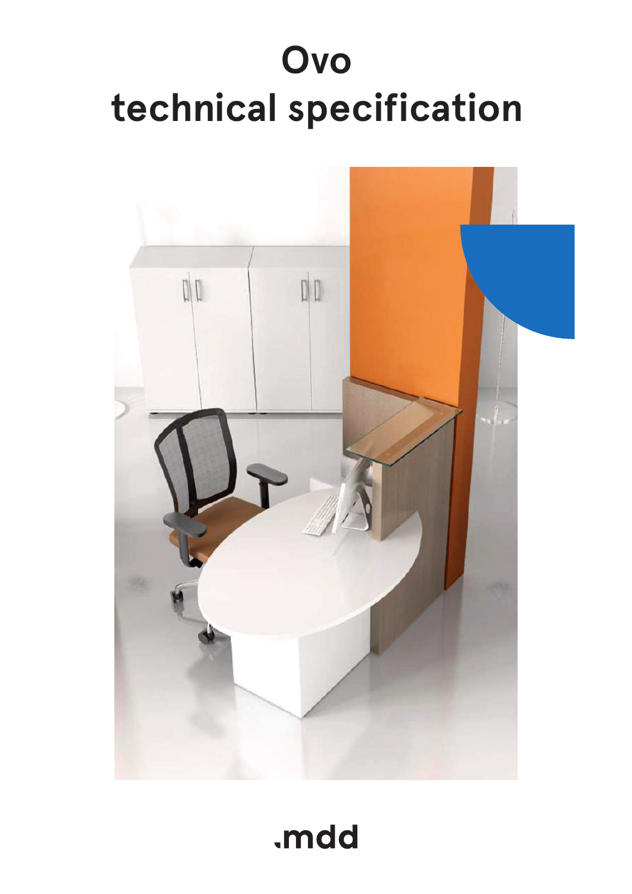# Ovo technical specification

.mdd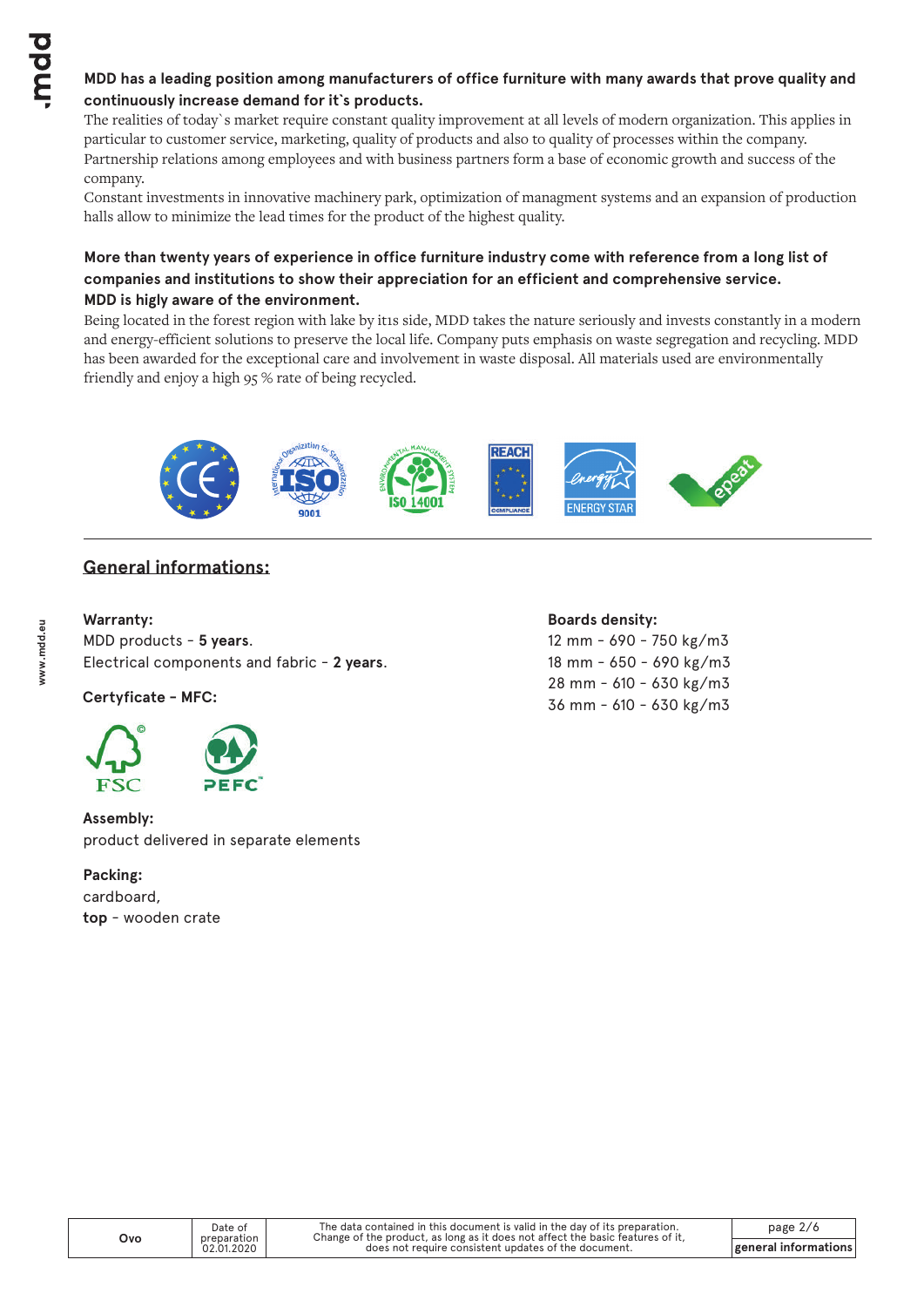**MDD has a leading position among manufacturers of office furniture with many awards that prove quality and continuously increase demand for it`s products.**

The realities of today`s market require constant quality improvement at all levels of modern organization. This applies in particular to customer service, marketing, quality of products and also to quality of processes within the company. Partnership relations among employees and with business partners form a base of economic growth and success of the company.

Constant investments in innovative machinery park, optimization of managment systems and an expansion of production halls allow to minimize the lead times for the product of the highest quality.

**More than twenty years of experience in office furniture industry come with reference from a long list of companies and institutions to show their appreciation for an efficient and comprehensive service.**

**MDD is higly aware of the environment.**

Being located in the forest region with lake by itıs side, MDD takes the nature seriously and invests constantly in a modern and energy-efficient solutions to preserve the local life. Company puts emphasis on waste segregation and recycling. MDD has been awarded for the exceptional care and involvement in waste disposal. All materials used are environmentally friendly and enjoy a high 95 % rate of being recycled.

## General informations:

**Warranty:**

MDD products - **5 years**.

Electrical components and fabric - **2 years**.

**Certyficate - MFC:**

FSC

PEFC

**Assembly:**

product delivered in separate elements

**Packing:**

cardboard,

**top** - wooden crate

**Boards density:**

12 mm - 690 - 750 kg/m3

18 mm - 650 - 690 kg/m3

28 mm - 610 - 630 kg/m3

36 mm - 610 - 630 kg/m3

| Ovo | Date of preparation 02.01.2020 | The data contained in this document is valid in the day of its preparation. Change of the product, as long as it does not affect the basic features of it, does not require consistent updates of the document. | general informations |
| --- | --- | --- | --- |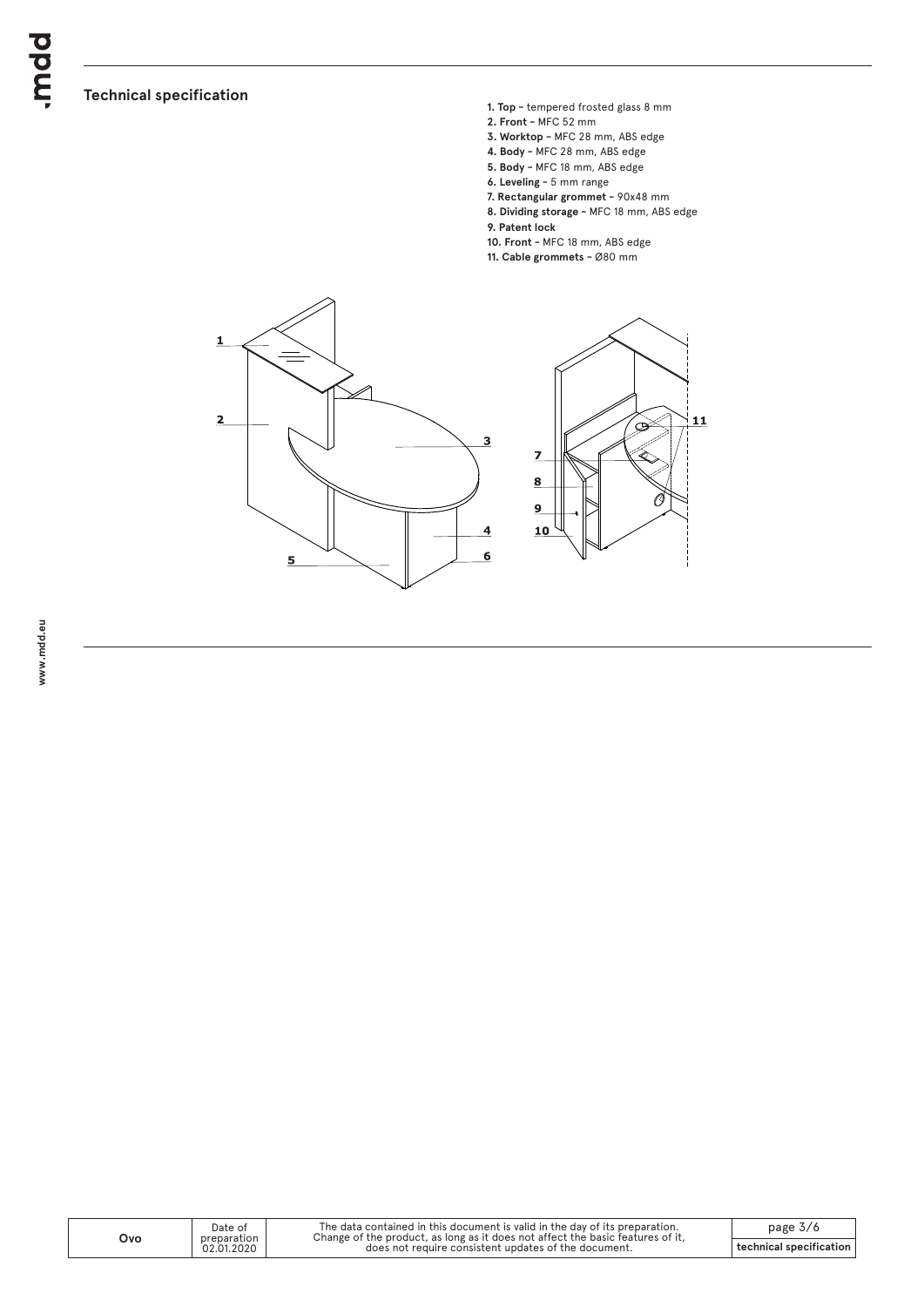## Technical specification

1. **Top** – tempered frosted glass 8 mm
2. **Front** – MFC 52 mm
3. **Worktop** – MFC 28 mm, ABS edge
4. **Body** – MFC 28 mm, ABS edge
5. **Body** – MFC 18 mm, ABS edge
6. **Leveling** – 5 mm range
7. **Rectangular grommet** – 90x48 mm
8. **Dividing storage** – MFC 18 mm, ABS edge
9. **Patent lock**
10. **Front** – MFC 18 mm, ABS edge
11. **Cable grommets** – Ø80 mm

| Ovo | Date of preparation 02.01.2020 | The data contained in this document is valid in the day of its preparation. Change of the product, as long as it does not affect the basic features of it, does not require consistent updates of the document. | technical specification |
|---|---|---|---|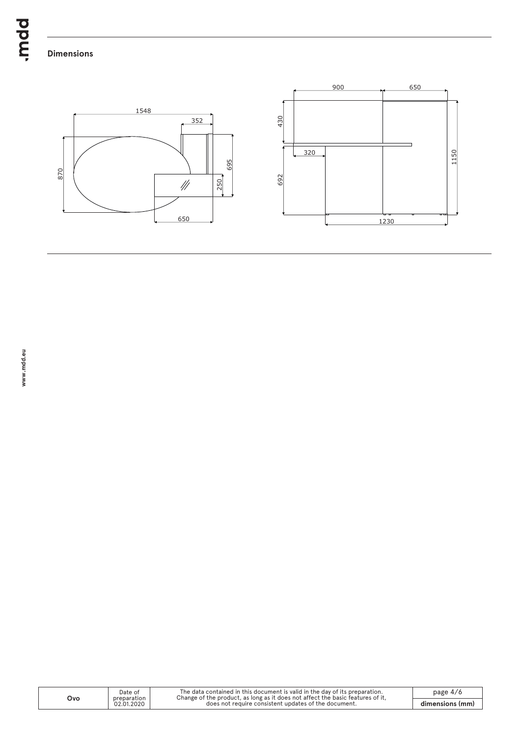## Dimensions

1548

352

870

695

250

650

900

650

430

320

1150

692

1230

| Ovo | Date of preparation 02.01.2020 | The data contained in this document is valid in the day of its preparation. Change of the product, as long as it does not affect the basic features of it, does not require consistent updates of the document. | dimensions (mm) |
| --- | --- | --- | --- |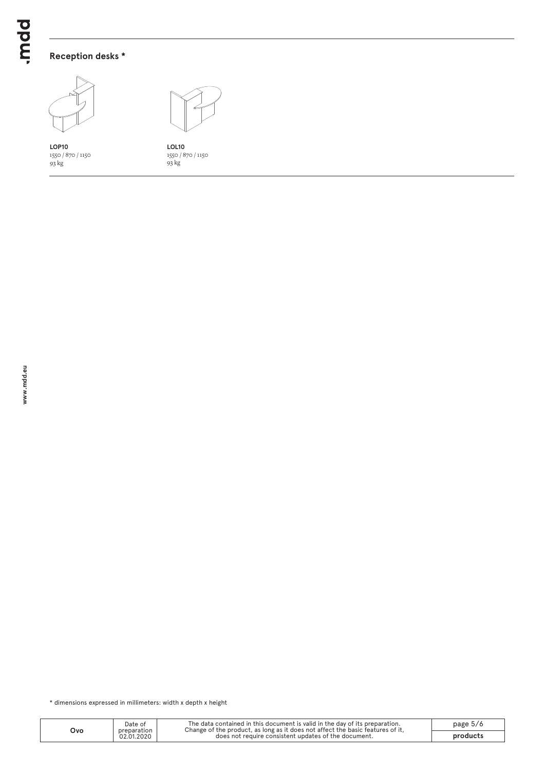## Reception desks *

**LOP10**
1550 / 870 / 1150
93 kg

**LOL10**
1550 / 870 / 1150
93 kg

* dimensions expressed in millimeters: width x depth x height

| Ovo | Date of preparation 02.01.2020 | The data contained in this document is valid in the day of its preparation. Change of the product, as long as it does not affect the basic features of it, does not require consistent updates of the document. | products |
|---|---|---|---|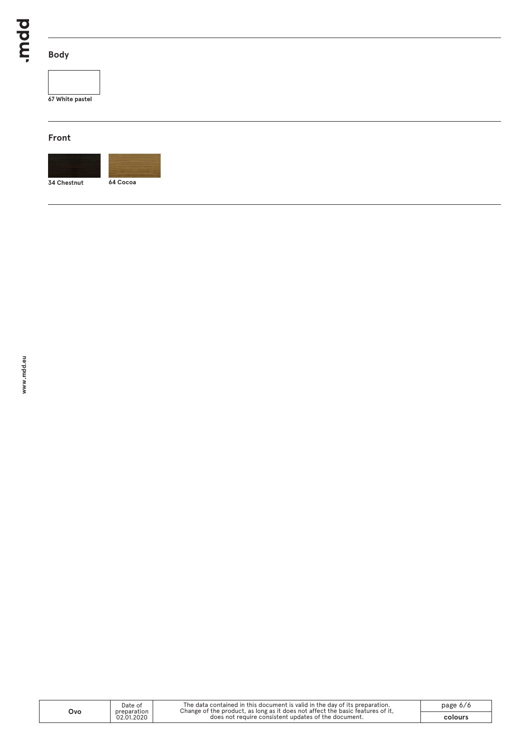## Body

67 White pastel

## Front

34 Chestnut

64 Cocoa

| | | | |
|---|---|---|---|
| Ovo | Date of preparation 02.01.2020 | The data contained in this document is valid in the day of its preparation. Change of the product, as long as it does not affect the basic features of it, does not require consistent updates of the document. | colours |